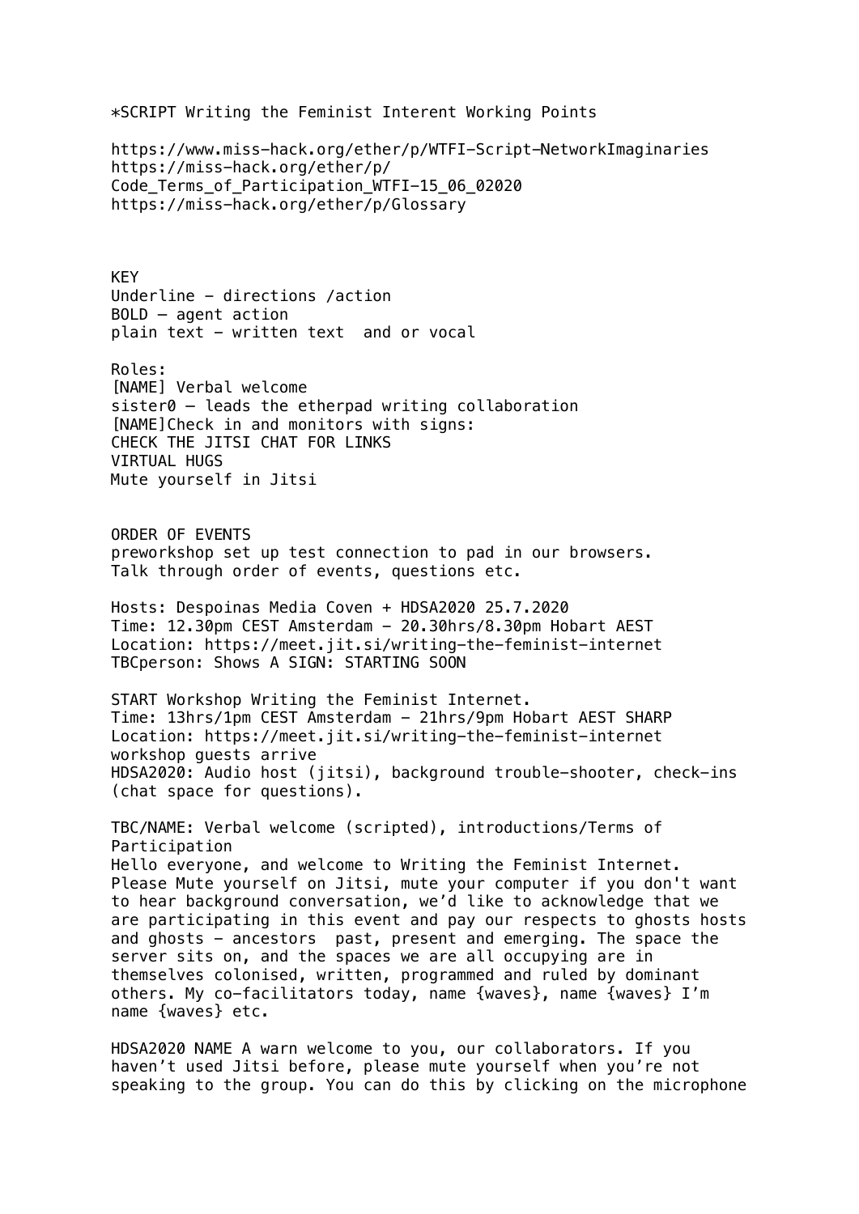*SCRIPT Writing the Feminist Interent Working Points

https://www.miss-hack.org/ether/p/WTFI-Script-NetworkImaginaries
https://miss-hack.org/ether/p/Code_Terms_of_Participation_WTFI-15_06_02020
https://miss-hack.org/ether/p/Glossary

KEY
Underline - directions /action
BOLD – agent action
plain text - written text and or vocal

Roles:
[NAME] Verbal welcome
sister0 – leads the etherpad writing collaboration
[NAME]Check in and monitors with signs:
CHECK THE JITSI CHAT FOR LINKS
VIRTUAL HUGS
Mute yourself in Jitsi

ORDER OF EVENTS
preworkshop set up test connection to pad in our browsers.
Talk through order of events, questions etc.

Hosts: Despoinas Media Coven + HDSA2020 25.7.2020
Time: 12.30pm CEST Amsterdam - 20.30hrs/8.30pm Hobart AEST
Location: https://meet.jit.si/writing-the-feminist-internet
TBCperson: Shows A SIGN: STARTING SOON

START Workshop Writing the Feminist Internet.
Time: 13hrs/1pm CEST Amsterdam - 21hrs/9pm Hobart AEST SHARP
Location: https://meet.jit.si/writing-the-feminist-internet
workshop guests arrive
HDSA2020: Audio host (jitsi), background trouble-shooter, check-ins (chat space for questions).

TBC/NAME: Verbal welcome (scripted), introductions/Terms of Participation
Hello everyone, and welcome to Writing the Feminist Internet. Please Mute yourself on Jitsi, mute your computer if you don't want to hear background conversation, we'd like to acknowledge that we are participating in this event and pay our respects to ghosts hosts and ghosts - ancestors past, present and emerging. The space the server sits on, and the spaces we are all occupying are in themselves colonised, written, programmed and ruled by dominant others. My co-facilitators today, name {waves}, name {waves} I'm name {waves} etc.

HDSA2020 NAME A warn welcome to you, our collaborators. If you haven't used Jitsi before, please mute yourself when you're not speaking to the group. You can do this by clicking on the microphone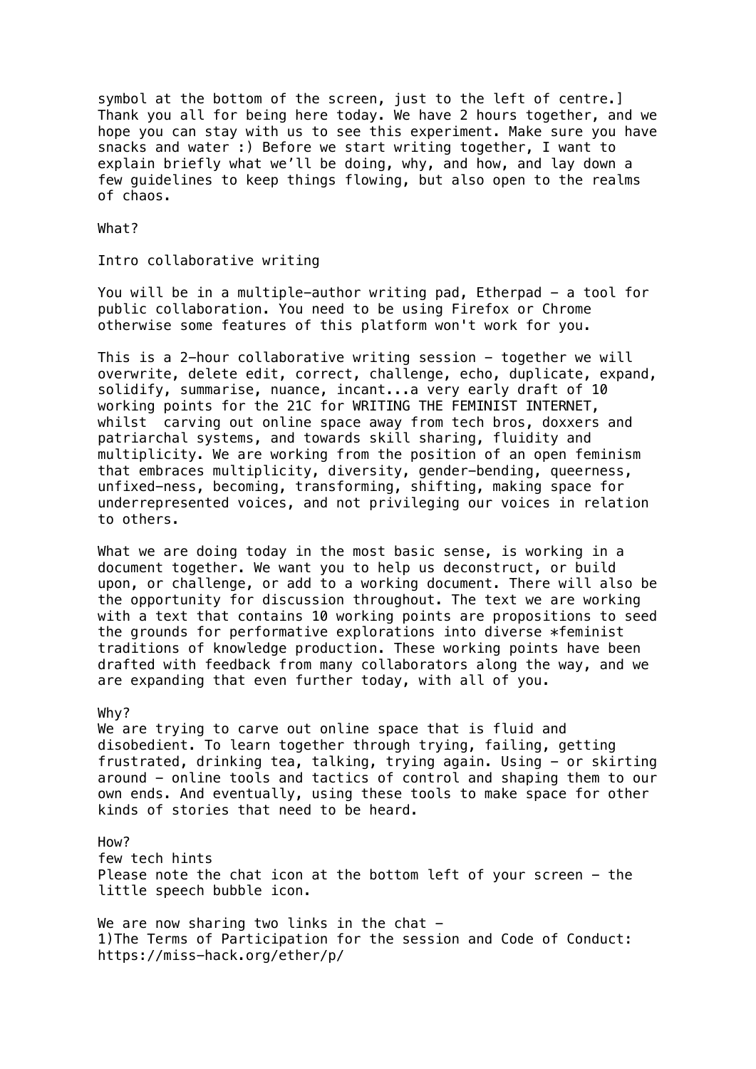symbol at the bottom of the screen, just to the left of centre.]
Thank you all for being here today. We have 2 hours together, and we hope you can stay with us to see this experiment. Make sure you have snacks and water :) Before we start writing together, I want to explain briefly what we'll be doing, why, and how, and lay down a few guidelines to keep things flowing, but also open to the realms of chaos.

What?

Intro collaborative writing

You will be in a multiple-author writing pad, Etherpad - a tool for public collaboration. You need to be using Firefox or Chrome otherwise some features of this platform won't work for you.

This is a 2-hour collaborative writing session - together we will overwrite, delete edit, correct, challenge, echo, duplicate, expand, solidify, summarise, nuance, incant...a very early draft of 10 working points for the 21C for WRITING THE FEMINIST INTERNET, whilst  carving out online space away from tech bros, doxxers and patriarchal systems, and towards skill sharing, fluidity and multiplicity. We are working from the position of an open feminism that embraces multiplicity, diversity, gender-bending, queerness, unfixed-ness, becoming, transforming, shifting, making space for underrepresented voices, and not privileging our voices in relation to others.

What we are doing today in the most basic sense, is working in a document together. We want you to help us deconstruct, or build upon, or challenge, or add to a working document. There will also be the opportunity for discussion throughout. The text we are working with a text that contains 10 working points are propositions to seed the grounds for performative explorations into diverse *feminist traditions of knowledge production. These working points have been drafted with feedback from many collaborators along the way, and we are expanding that even further today, with all of you.

Why?
We are trying to carve out online space that is fluid and disobedient. To learn together through trying, failing, getting frustrated, drinking tea, talking, trying again. Using - or skirting around - online tools and tactics of control and shaping them to our own ends. And eventually, using these tools to make space for other kinds of stories that need to be heard.

How?
few tech hints
Please note the chat icon at the bottom left of your screen - the little speech bubble icon.

We are now sharing two links in the chat -
1)The Terms of Participation for the session and Code of Conduct: https://miss-hack.org/ether/p/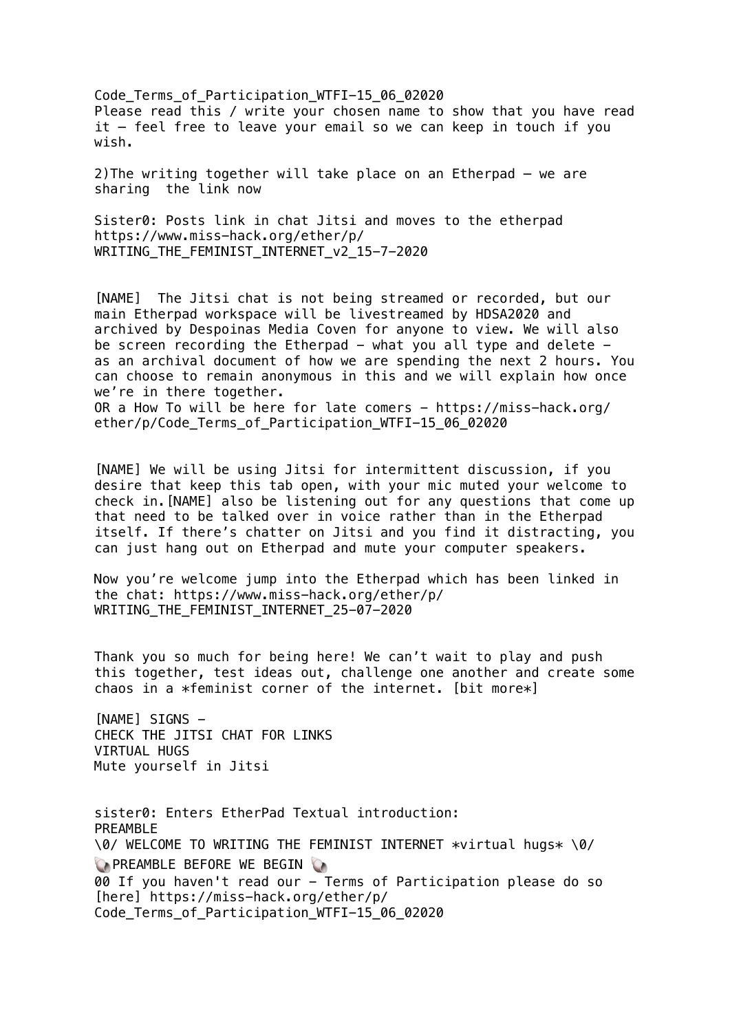Code_Terms_of_Participation_WTFI-15_06_02020
Please read this / write your chosen name to show that you have read it – feel free to leave your email so we can keep in touch if you wish.

2)The writing together will take place on an Etherpad – we are sharing  the link now

Sister0: Posts link in chat Jitsi and moves to the etherpad https://www.miss-hack.org/ether/p/WRITING_THE_FEMINIST_INTERNET_v2_15-7-2020

[NAME]  The Jitsi chat is not being streamed or recorded, but our main Etherpad workspace will be livestreamed by HDSA2020 and archived by Despoinas Media Coven for anyone to view. We will also be screen recording the Etherpad - what you all type and delete - as an archival document of how we are spending the next 2 hours. You can choose to remain anonymous in this and we will explain how once we're in there together.
OR a How To will be here for late comers - https://miss-hack.org/ether/p/Code_Terms_of_Participation_WTFI-15_06_02020

[NAME] We will be using Jitsi for intermittent discussion, if you desire that keep this tab open, with your mic muted your welcome to check in.[NAME] also be listening out for any questions that come up that need to be talked over in voice rather than in the Etherpad itself. If there's chatter on Jitsi and you find it distracting, you can just hang out on Etherpad and mute your computer speakers.

Now you're welcome jump into the Etherpad which has been linked in the chat: https://www.miss-hack.org/ether/p/WRITING_THE_FEMINIST_INTERNET_25-07-2020

Thank you so much for being here! We can't wait to play and push this together, test ideas out, challenge one another and create some chaos in a *feminist corner of the internet. [bit more*]

[NAME] SIGNS -
CHECK THE JITSI CHAT FOR LINKS
VIRTUAL HUGS
Mute yourself in Jitsi

sister0: Enters EtherPad Textual introduction:
PREAMBLE
\0/ WELCOME TO WRITING THE FEMINIST INTERNET *virtual hugs* \0/
🐚PREAMBLE BEFORE WE BEGIN 🐚
00 If you haven't read our - Terms of Participation please do so [here] https://miss-hack.org/ether/p/Code_Terms_of_Participation_WTFI-15_06_02020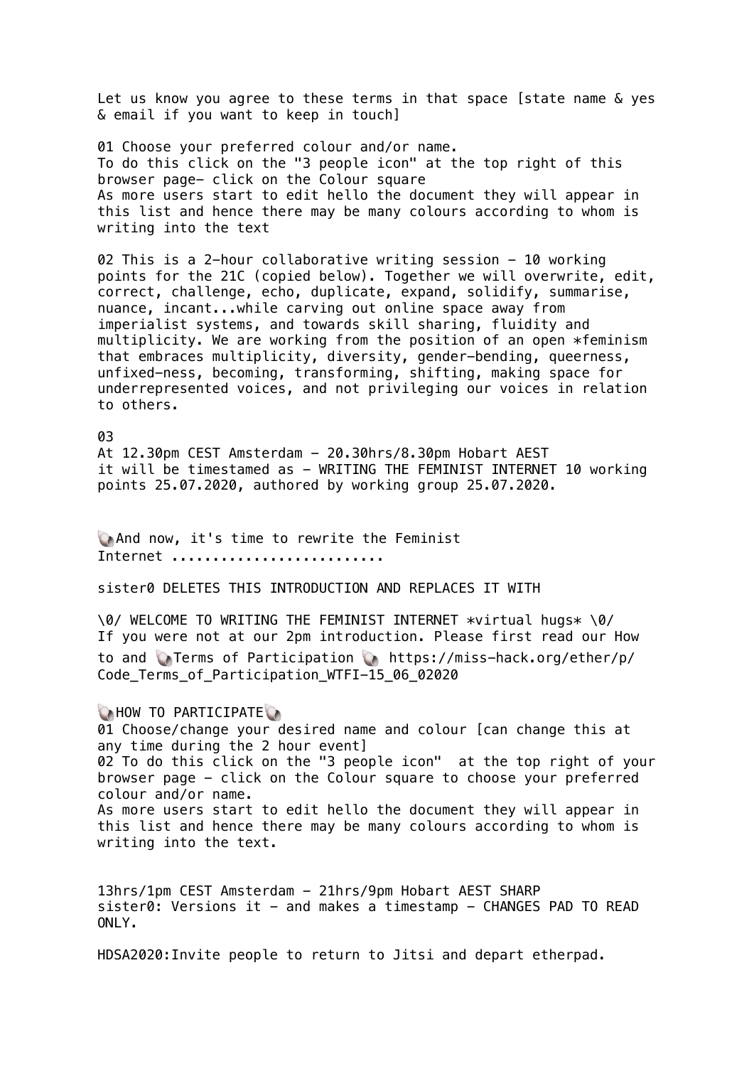Let us know you agree to these terms in that space [state name & yes & email if you want to keep in touch]

01 Choose your preferred colour and/or name.
To do this click on the "3 people icon" at the top right of this browser page- click on the Colour square
As more users start to edit hello the document they will appear in this list and hence there may be many colours according to whom is writing into the text

02 This is a 2-hour collaborative writing session - 10 working points for the 21C (copied below). Together we will overwrite, edit, correct, challenge, echo, duplicate, expand, solidify, summarise, nuance, incant...while carving out online space away from imperialist systems, and towards skill sharing, fluidity and multiplicity. We are working from the position of an open *feminism that embraces multiplicity, diversity, gender-bending, queerness, unfixed-ness, becoming, transforming, shifting, making space for underrepresented voices, and not privileging our voices in relation to others.

03
At 12.30pm CEST Amsterdam - 20.30hrs/8.30pm Hobart AEST
it will be timestamed as - WRITING THE FEMINIST INTERNET 10 working points 25.07.2020, authored by working group 25.07.2020.

🐚And now, it's time to rewrite the Feminist Internet ..........................

sister0 DELETES THIS INTRODUCTION AND REPLACES IT WITH

\0/ WELCOME TO WRITING THE FEMINIST INTERNET *virtual hugs* \0/
If you were not at our 2pm introduction. Please first read our How to and 🐚Terms of Participation 🐚 https://miss-hack.org/ether/p/Code_Terms_of_Participation_WTFI-15_06_02020

🐚HOW TO PARTICIPATE🐚
01 Choose/change your desired name and colour [can change this at any time during the 2 hour event]
02 To do this click on the "3 people icon" at the top right of your browser page - click on the Colour square to choose your preferred colour and/or name.
As more users start to edit hello the document they will appear in this list and hence there may be many colours according to whom is writing into the text.

13hrs/1pm CEST Amsterdam - 21hrs/9pm Hobart AEST SHARP
sister0: Versions it - and makes a timestamp - CHANGES PAD TO READ ONLY.

HDSA2020:Invite people to return to Jitsi and depart etherpad.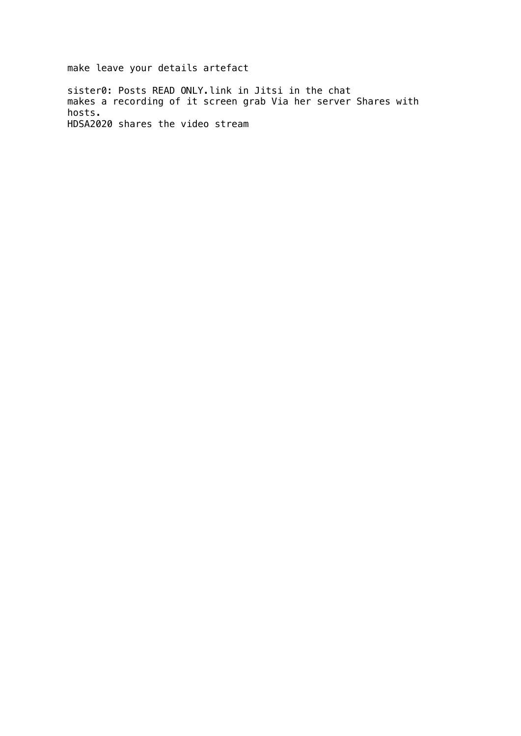make leave your details artefact

sister0: Posts READ ONLY.link in Jitsi in the chat
makes a recording of it screen grab Via her server Shares with hosts.
HDSA2020 shares the video stream